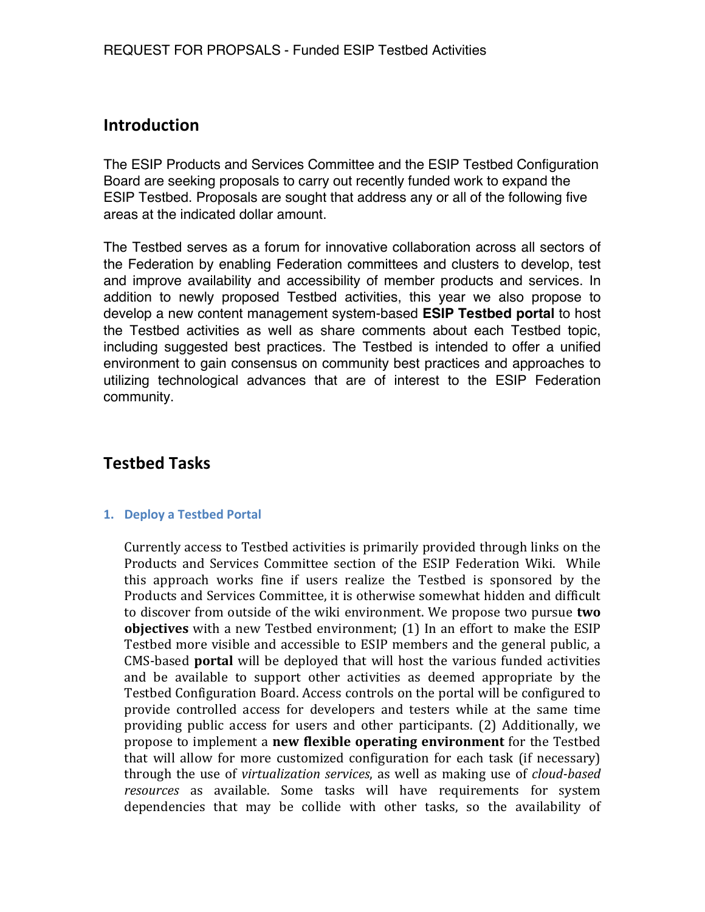REQUEST FOR PROPSALS - Funded ESIP Testbed Activities

## Introduction

The ESIP Products and Services Committee and the ESIP Testbed Configuration Board are seeking proposals to carry out recently funded work to expand the ESIP Testbed. Proposals are sought that address any or all of the following five areas at the indicated dollar amount.

The Testbed serves as a forum for innovative collaboration across all sectors of the Federation by enabling Federation committees and clusters to develop, test and improve availability and accessibility of member products and services. In addition to newly proposed Testbed activities, this year we also propose to develop a new content management system-based **ESIP Testbed portal** to host the Testbed activities as well as share comments about each Testbed topic, including suggested best practices. The Testbed is intended to offer a unified environment to gain consensus on community best practices and approaches to utilizing technological advances that are of interest to the ESIP Federation community.

## Testbed Tasks

### 1. Deploy a Testbed Portal

Currently access to Testbed activities is primarily provided through links on the Products and Services Committee section of the ESIP Federation Wiki. While this approach works fine if users realize the Testbed is sponsored by the Products and Services Committee, it is otherwise somewhat hidden and difficult to discover from outside of the wiki environment. We propose two pursue **two objectives** with a new Testbed environment; (1) In an effort to make the ESIP Testbed more visible and accessible to ESIP members and the general public, a CMS-based **portal** will be deployed that will host the various funded activities and be available to support other activities as deemed appropriate by the Testbed Configuration Board. Access controls on the portal will be configured to provide controlled access for developers and testers while at the same time providing public access for users and other participants. (2) Additionally, we propose to implement a **new flexible operating environment** for the Testbed that will allow for more customized configuration for each task (if necessary) through the use of *virtualization services*, as well as making use of *cloud-based resources* as available. Some tasks will have requirements for system dependencies that may be collide with other tasks, so the availability of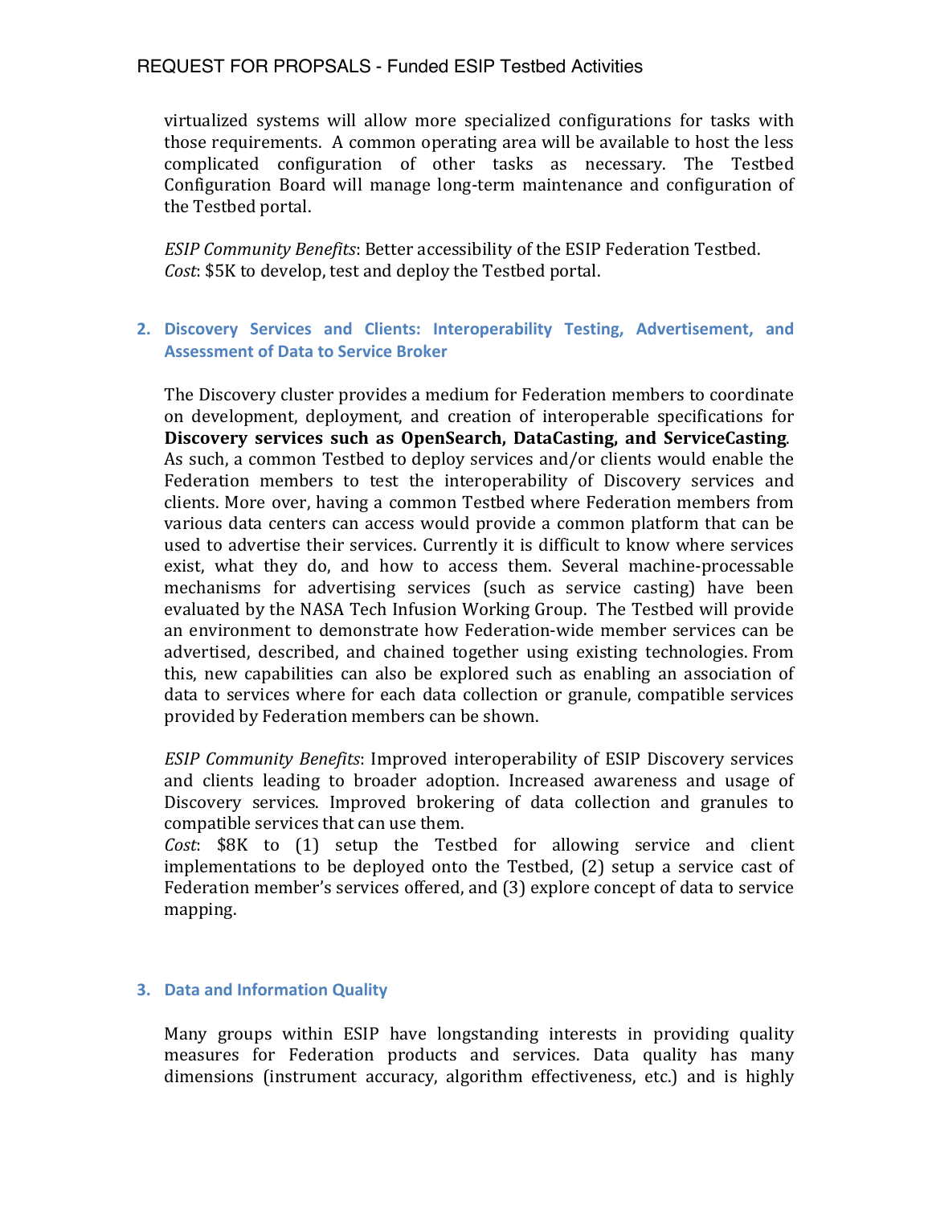virtualized systems will allow more specialized configurations for tasks with those requirements. A common operating area will be available to host the less complicated configuration of other tasks as necessary. The Testbed Configuration Board will manage long-term maintenance and configuration of the Testbed portal.

*ESIP Community Benefits*: Better accessibility of the ESIP Federation Testbed.
*Cost*: $5K to develop, test and deploy the Testbed portal.

## 2. Discovery Services and Clients: Interoperability Testing, Advertisement, and Assessment of Data to Service Broker

The Discovery cluster provides a medium for Federation members to coordinate on development, deployment, and creation of interoperable specifications for **Discovery services such as OpenSearch, DataCasting, and ServiceCasting**. As such, a common Testbed to deploy services and/or clients would enable the Federation members to test the interoperability of Discovery services and clients. More over, having a common Testbed where Federation members from various data centers can access would provide a common platform that can be used to advertise their services. Currently it is difficult to know where services exist, what they do, and how to access them. Several machine-processable mechanisms for advertising services (such as service casting) have been evaluated by the NASA Tech Infusion Working Group. The Testbed will provide an environment to demonstrate how Federation-wide member services can be advertised, described, and chained together using existing technologies. From this, new capabilities can also be explored such as enabling an association of data to services where for each data collection or granule, compatible services provided by Federation members can be shown.

*ESIP Community Benefits*: Improved interoperability of ESIP Discovery services and clients leading to broader adoption. Increased awareness and usage of Discovery services. Improved brokering of data collection and granules to compatible services that can use them.
*Cost*: $8K to (1) setup the Testbed for allowing service and client implementations to be deployed onto the Testbed, (2) setup a service cast of Federation member's services offered, and (3) explore concept of data to service mapping.

## 3. Data and Information Quality

Many groups within ESIP have longstanding interests in providing quality measures for Federation products and services. Data quality has many dimensions (instrument accuracy, algorithm effectiveness, etc.) and is highly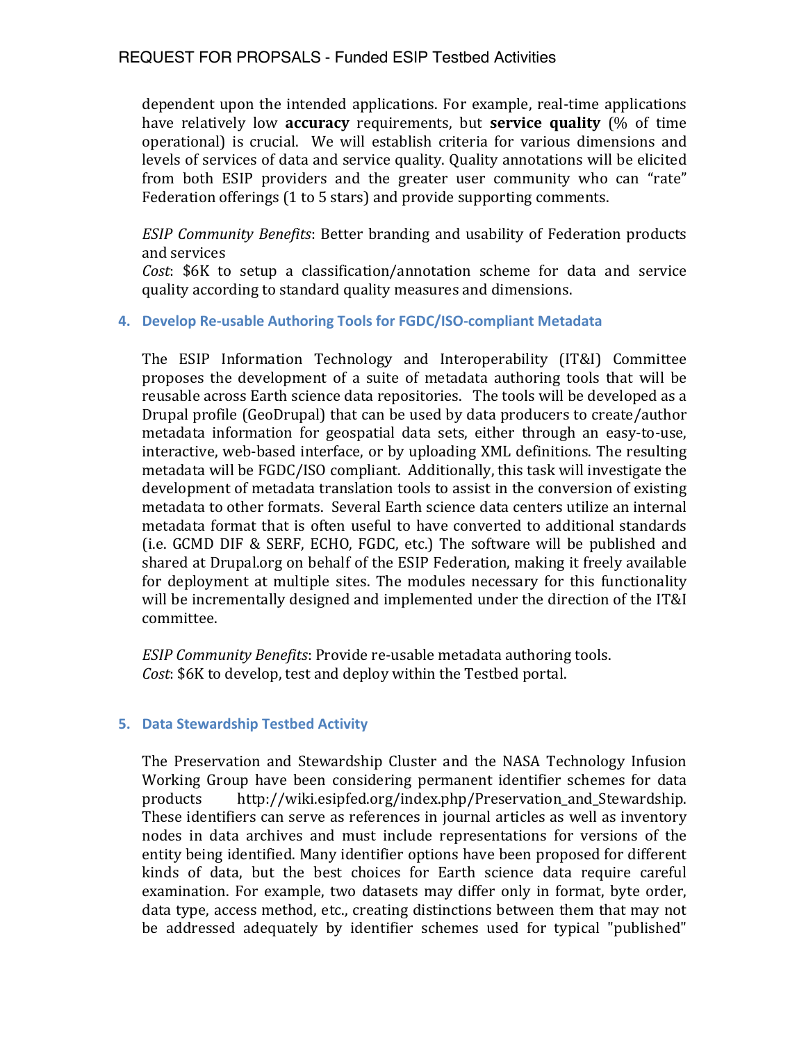dependent upon the intended applications. For example, real-time applications have relatively low **accuracy** requirements, but **service quality** (% of time operational) is crucial. We will establish criteria for various dimensions and levels of services of data and service quality. Quality annotations will be elicited from both ESIP providers and the greater user community who can "rate" Federation offerings (1 to 5 stars) and provide supporting comments.

*ESIP Community Benefits*: Better branding and usability of Federation products and services
*Cost*: $6K to setup a classification/annotation scheme for data and service quality according to standard quality measures and dimensions.

### 4. Develop Re-usable Authoring Tools for FGDC/ISO-compliant Metadata

The ESIP Information Technology and Interoperability (IT&I) Committee proposes the development of a suite of metadata authoring tools that will be reusable across Earth science data repositories. The tools will be developed as a Drupal profile (GeoDrupal) that can be used by data producers to create/author metadata information for geospatial data sets, either through an easy-to-use, interactive, web-based interface, or by uploading XML definitions. The resulting metadata will be FGDC/ISO compliant. Additionally, this task will investigate the development of metadata translation tools to assist in the conversion of existing metadata to other formats. Several Earth science data centers utilize an internal metadata format that is often useful to have converted to additional standards (i.e. GCMD DIF & SERF, ECHO, FGDC, etc.) The software will be published and shared at Drupal.org on behalf of the ESIP Federation, making it freely available for deployment at multiple sites. The modules necessary for this functionality will be incrementally designed and implemented under the direction of the IT&I committee.

*ESIP Community Benefits*: Provide re-usable metadata authoring tools.
*Cost*: $6K to develop, test and deploy within the Testbed portal.

### 5. Data Stewardship Testbed Activity

The Preservation and Stewardship Cluster and the NASA Technology Infusion Working Group have been considering permanent identifier schemes for data products http://wiki.esipfed.org/index.php/Preservation_and_Stewardship. These identifiers can serve as references in journal articles as well as inventory nodes in data archives and must include representations for versions of the entity being identified. Many identifier options have been proposed for different kinds of data, but the best choices for Earth science data require careful examination. For example, two datasets may differ only in format, byte order, data type, access method, etc., creating distinctions between them that may not be addressed adequately by identifier schemes used for typical "published"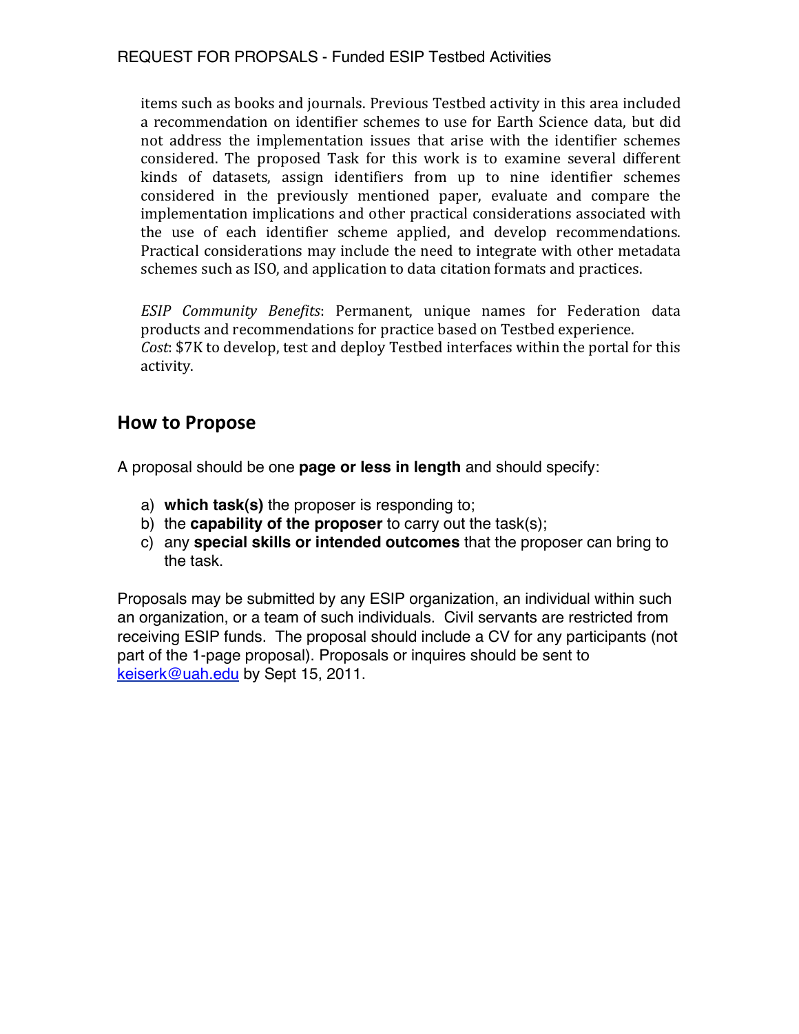items such as books and journals. Previous Testbed activity in this area included a recommendation on identifier schemes to use for Earth Science data, but did not address the implementation issues that arise with the identifier schemes considered. The proposed Task for this work is to examine several different kinds of datasets, assign identifiers from up to nine identifier schemes considered in the previously mentioned paper, evaluate and compare the implementation implications and other practical considerations associated with the use of each identifier scheme applied, and develop recommendations. Practical considerations may include the need to integrate with other metadata schemes such as ISO, and application to data citation formats and practices.

*ESIP Community Benefits*: Permanent, unique names for Federation data products and recommendations for practice based on Testbed experience.
*Cost*: $7K to develop, test and deploy Testbed interfaces within the portal for this activity.

## How to Propose

A proposal should be one **page or less in length** and should specify:

a) **which task(s)** the proposer is responding to;
b) the **capability of the proposer** to carry out the task(s);
c) any **special skills or intended outcomes** that the proposer can bring to the task.

Proposals may be submitted by any ESIP organization, an individual within such an organization, or a team of such individuals. Civil servants are restricted from receiving ESIP funds. The proposal should include a CV for any participants (not part of the 1-page proposal). Proposals or inquires should be sent to keiserk@uah.edu by Sept 15, 2011.